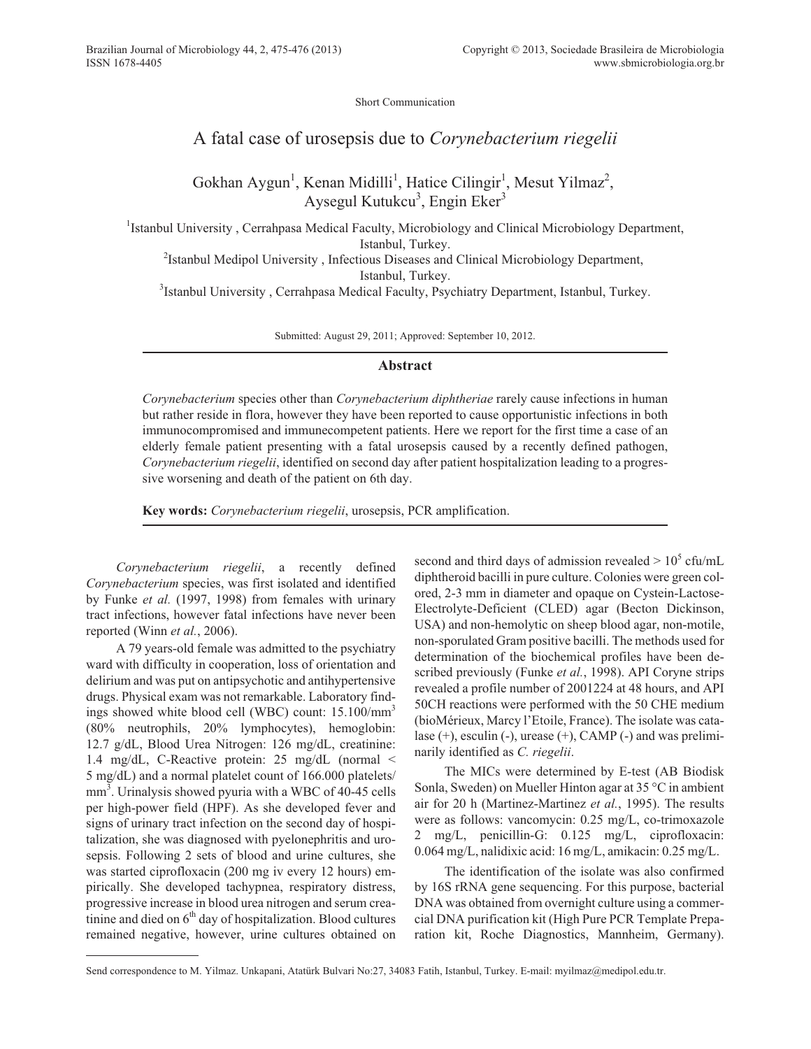Short Communication

# A fatal case of urosepsis due to *Corynebacterium riegelii*

Gokhan Aygun[1], Kenan Midilli[1], Hatice Cilingir[1], Mesut Yilmaz[2], Aysegul Kutukcu[3], Engin Eker[3]

[1]Istanbul University , Cerrahpasa Medical Faculty, Microbiology and Clinical Microbiology Department, Istanbul, Turkey.
[2]Istanbul Medipol University , Infectious Diseases and Clinical Microbiology Department, Istanbul, Turkey.
[3]Istanbul University , Cerrahpasa Medical Faculty, Psychiatry Department, Istanbul, Turkey.

Submitted: August 29, 2011; Approved: September 10, 2012.

## Abstract

*Corynebacterium* species other than *Corynebacterium diphtheriae* rarely cause infections in human but rather reside in flora, however they have been reported to cause opportunistic infections in both immunocompromised and immunecompetent patients. Here we report for the first time a case of an elderly female patient presenting with a fatal urosepsis caused by a recently defined pathogen, *Corynebacterium riegelii*, identified on second day after patient hospitalization leading to a progressive worsening and death of the patient on 6th day.

**Key words:** *Corynebacterium riegelii*, urosepsis, PCR amplification.

*Corynebacterium riegelii*, a recently defined *Corynebacterium* species, was first isolated and identified by Funke *et al.* (1997, 1998) from females with urinary tract infections, however fatal infections have never been reported (Winn *et al.*, 2006).

A 79 years-old female was admitted to the psychiatry ward with difficulty in cooperation, loss of orientation and delirium and was put on antipsychotic and antihypertensive drugs. Physical exam was not remarkable. Laboratory findings showed white blood cell (WBC) count: 15.100/mm$^3$ (80% neutrophils, 20% lymphocytes), hemoglobin: 12.7 g/dL, Blood Urea Nitrogen: 126 mg/dL, creatinine: 1.4 mg/dL, C-Reactive protein: 25 mg/dL (normal < 5 mg/dL) and a normal platelet count of 166.000 platelets/mm$^3$. Urinalysis showed pyuria with a WBC of 40-45 cells per high-power field (HPF). As she developed fever and signs of urinary tract infection on the second day of hospitalization, she was diagnosed with pyelonephritis and urosepsis. Following 2 sets of blood and urine cultures, she was started ciprofloxacin (200 mg iv every 12 hours) empirically. She developed tachypnea, respiratory distress, progressive increase in blood urea nitrogen and serum creatinine and died on 6$^{th}$ day of hospitalization. Blood cultures remained negative, however, urine cultures obtained on second and third days of admission revealed > 10$^5$ cfu/mL diphtheroid bacilli in pure culture. Colonies were green colored, 2-3 mm in diameter and opaque on Cystein-Lactose-Electrolyte-Deficient (CLED) agar (Becton Dickinson, USA) and non-hemolytic on sheep blood agar, non-motile, non-sporulated Gram positive bacilli. The methods used for determination of the biochemical profiles have been described previously (Funke *et al.*, 1998). API Coryne strips revealed a profile number of 2001224 at 48 hours, and API 50CH reactions were performed with the 50 CHE medium (bioMérieux, Marcy l'Etoile, France). The isolate was catalase (+), esculin (-), urease (+), CAMP (-) and was preliminarily identified as *C. riegelii*.

The MICs were determined by E-test (AB Biodisk Sonla, Sweden) on Mueller Hinton agar at 35 °C in ambient air for 20 h (Martinez-Martinez *et al.*, 1995). The results were as follows: vancomycin: 0.25 mg/L, co-trimoxazole 2 mg/L, penicillin-G: 0.125 mg/L, ciprofloxacin: 0.064 mg/L, nalidixic acid: 16 mg/L, amikacin: 0.25 mg/L.

The identification of the isolate was also confirmed by 16S rRNA gene sequencing. For this purpose, bacterial DNA was obtained from overnight culture using a commercial DNA purification kit (High Pure PCR Template Preparation kit, Roche Diagnostics, Mannheim, Germany).

Send correspondence to M. Yilmaz. Unkapani, Atatürk Bulvari No:27, 34083 Fatih, Istanbul, Turkey. E-mail: myilmaz@medipol.edu.tr.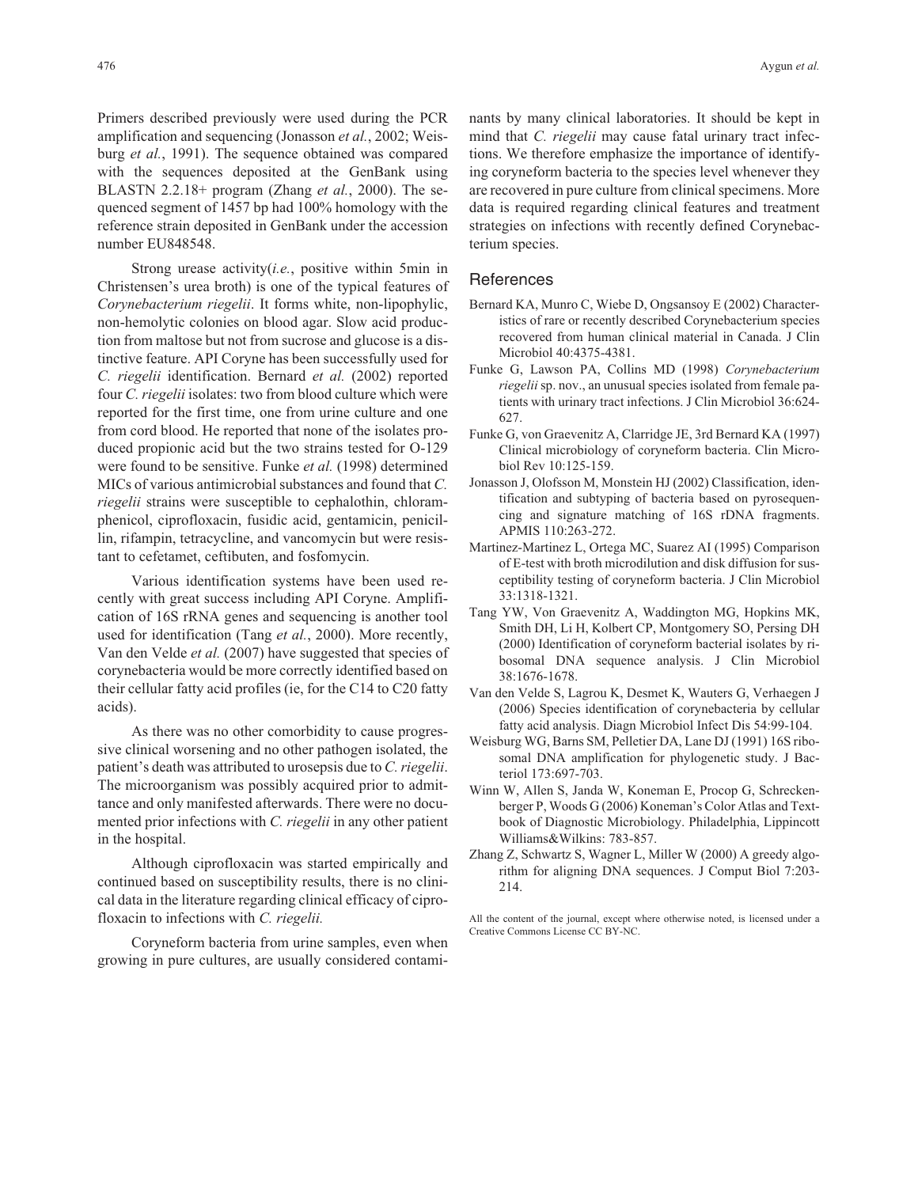Primers described previously were used during the PCR amplification and sequencing (Jonasson *et al.*, 2002; Weisburg *et al.*, 1991). The sequence obtained was compared with the sequences deposited at the GenBank using BLASTN 2.2.18+ program (Zhang *et al.*, 2000). The sequenced segment of 1457 bp had 100% homology with the reference strain deposited in GenBank under the accession number EU848548.

Strong urease activity(*i.e.*, positive within 5min in Christensen's urea broth) is one of the typical features of *Corynebacterium riegelii*. It forms white, non-lipophylic, non-hemolytic colonies on blood agar. Slow acid production from maltose but not from sucrose and glucose is a distinctive feature. API Coryne has been successfully used for *C. riegelii* identification. Bernard *et al.* (2002) reported four *C. riegelii* isolates: two from blood culture which were reported for the first time, one from urine culture and one from cord blood. He reported that none of the isolates produced propionic acid but the two strains tested for O-129 were found to be sensitive. Funke *et al.* (1998) determined MICs of various antimicrobial substances and found that *C. riegelii* strains were susceptible to cephalothin, chloramphenicol, ciprofloxacin, fusidic acid, gentamicin, penicillin, rifampin, tetracycline, and vancomycin but were resistant to cefetamet, ceftibuten, and fosfomycin.

Various identification systems have been used recently with great success including API Coryne. Amplification of 16S rRNA genes and sequencing is another tool used for identification (Tang *et al.*, 2000). More recently, Van den Velde *et al.* (2007) have suggested that species of corynebacteria would be more correctly identified based on their cellular fatty acid profiles (ie, for the C14 to C20 fatty acids).

As there was no other comorbidity to cause progressive clinical worsening and no other pathogen isolated, the patient's death was attributed to urosepsis due to *C. riegelii*. The microorganism was possibly acquired prior to admittance and only manifested afterwards. There were no documented prior infections with *C. riegelii* in any other patient in the hospital.

Although ciprofloxacin was started empirically and continued based on susceptibility results, there is no clinical data in the literature regarding clinical efficacy of ciprofloxacin to infections with *C. riegelii.*

Coryneform bacteria from urine samples, even when growing in pure cultures, are usually considered contaminants by many clinical laboratories. It should be kept in mind that *C. riegelii* may cause fatal urinary tract infections. We therefore emphasize the importance of identifying coryneform bacteria to the species level whenever they are recovered in pure culture from clinical specimens. More data is required regarding clinical features and treatment strategies on infections with recently defined Corynebacterium species.

## References

Bernard KA, Munro C, Wiebe D, Ongsansoy E (2002) Characteristics of rare or recently described Corynebacterium species recovered from human clinical material in Canada. J Clin Microbiol 40:4375-4381.

Funke G, Lawson PA, Collins MD (1998) *Corynebacterium riegelii* sp. nov., an unusual species isolated from female patients with urinary tract infections. J Clin Microbiol 36:624-627.

Funke G, von Graevenitz A, Clarridge JE, 3rd Bernard KA (1997) Clinical microbiology of coryneform bacteria. Clin Microbiol Rev 10:125-159.

Jonasson J, Olofsson M, Monstein HJ (2002) Classification, identification and subtyping of bacteria based on pyrosequencing and signature matching of 16S rDNA fragments. APMIS 110:263-272.

Martinez-Martinez L, Ortega MC, Suarez AI (1995) Comparison of E-test with broth microdilution and disk diffusion for susceptibility testing of coryneform bacteria. J Clin Microbiol 33:1318-1321.

Tang YW, Von Graevenitz A, Waddington MG, Hopkins MK, Smith DH, Li H, Kolbert CP, Montgomery SO, Persing DH (2000) Identification of coryneform bacterial isolates by ribosomal DNA sequence analysis. J Clin Microbiol 38:1676-1678.

Van den Velde S, Lagrou K, Desmet K, Wauters G, Verhaegen J (2006) Species identification of corynebacteria by cellular fatty acid analysis. Diagn Microbiol Infect Dis 54:99-104.

Weisburg WG, Barns SM, Pelletier DA, Lane DJ (1991) 16S ribosomal DNA amplification for phylogenetic study. J Bacteriol 173:697-703.

Winn W, Allen S, Janda W, Koneman E, Procop G, Schreckenberger P, Woods G (2006) Koneman's Color Atlas and Textbook of Diagnostic Microbiology. Philadelphia, Lippincott Williams&Wilkins: 783-857.

Zhang Z, Schwartz S, Wagner L, Miller W (2000) A greedy algorithm for aligning DNA sequences. J Comput Biol 7:203-214.

All the content of the journal, except where otherwise noted, is licensed under a Creative Commons License CC BY-NC.